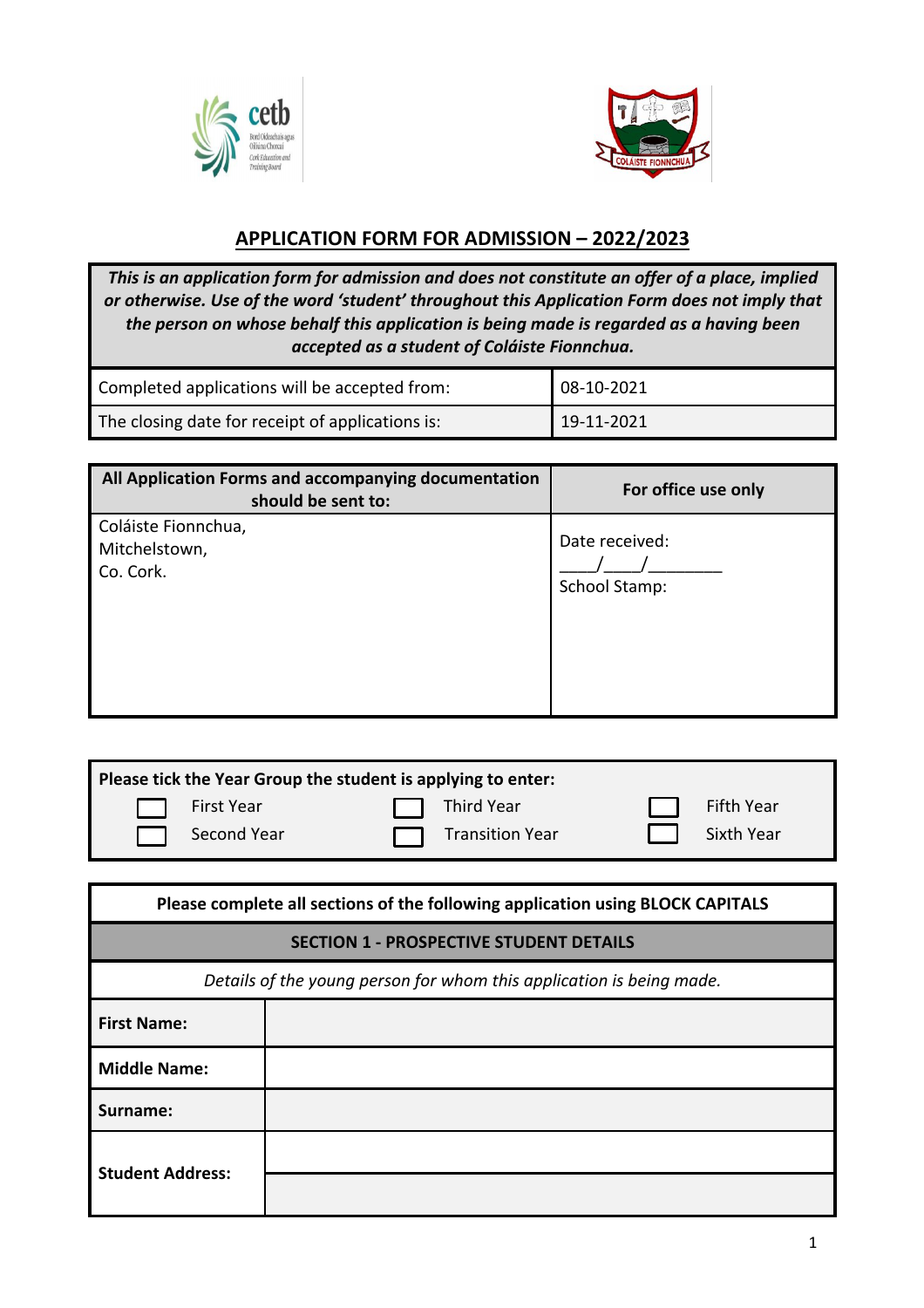# APPLICATION FORM FOR ADMISSION – 2022/2023

| | |
|---|---|
| ***This is an application form for admission and does not constitute an offer of a place, implied or otherwise. Use of the word 'student' throughout this Application Form does not imply that the person on whose behalf this application is being made is regarded as a having been accepted as a student of Coláiste Fionnchua.*** | |
| Completed applications will be accepted from: | 08-10-2021 |
| The closing date for receipt of applications is: | 19-11-2021 |

| All Application Forms and accompanying documentation should be sent to: | For office use only |
|---|---|
| Coláiste Fionnchua,<br>Mitchelstown,<br>Co. Cork. | Date received:<br>\_\_\_\_/\_\_\_\_/\_\_\_\_\_\_\_\_<br>School Stamp: |

**Please tick the Year Group the student is applying to enter:**

| | | |
|---|---|---|
| ☐ First Year | ☐ Third Year | ☐ Fifth Year |
| ☐ Second Year | ☐ Transition Year | ☐ Sixth Year |

**Please complete all sections of the following application using BLOCK CAPITALS**

## SECTION 1 - PROSPECTIVE STUDENT DETAILS

*Details of the young person for whom this application is being made.*

| | |
|---|---|
| **First Name:** | |
| **Middle Name:** | |
| **Surname:** | |
| **Student Address:** | |
| | |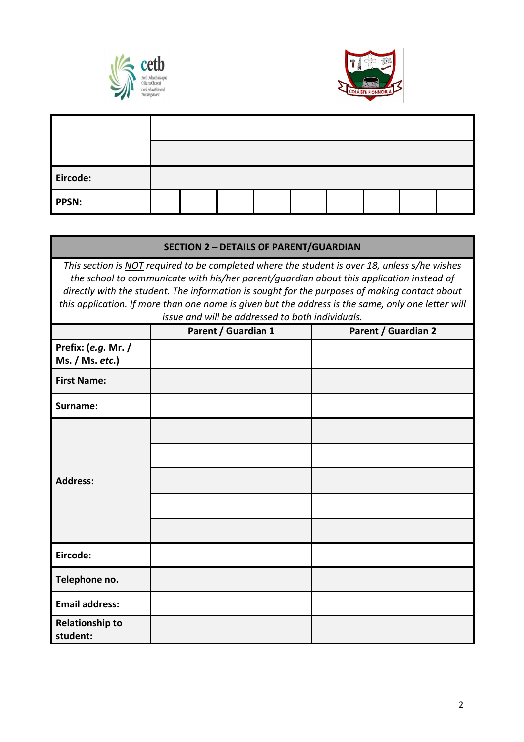| | | | | | | | | |
|---|---|---|---|---|---|---|---|---|
| | | | | | | | | |
| | | | | | | | | |
| **Eircode:** | | | | | | | | |
| **PPSN:** | | | | | | | | |

| **SECTION 2 – DETAILS OF PARENT/GUARDIAN** | | |
|---|---|---|
| *This section is* *<u>NOT</u>* *required to be completed where the student is over 18, unless s/he wishes the school to communicate with his/her parent/guardian about this application instead of directly with the student. The information is sought for the purposes of making contact about this application. If more than one name is given but the address is the same, only one letter will issue and will be addressed to both individuals.* | | |
| | **Parent / Guardian 1** | **Parent / Guardian 2** |
| **Prefix: (*e.g.* Mr. / Ms. / Ms. *etc.*)** | | |
| **First Name:** | | |
| **Surname:** | | |
| **Address:** | | |
| | | |
| | | |
| | | |
| | | |
| **Eircode:** | | |
| **Telephone no.** | | |
| **Email address:** | | |
| **Relationship to student:** | | |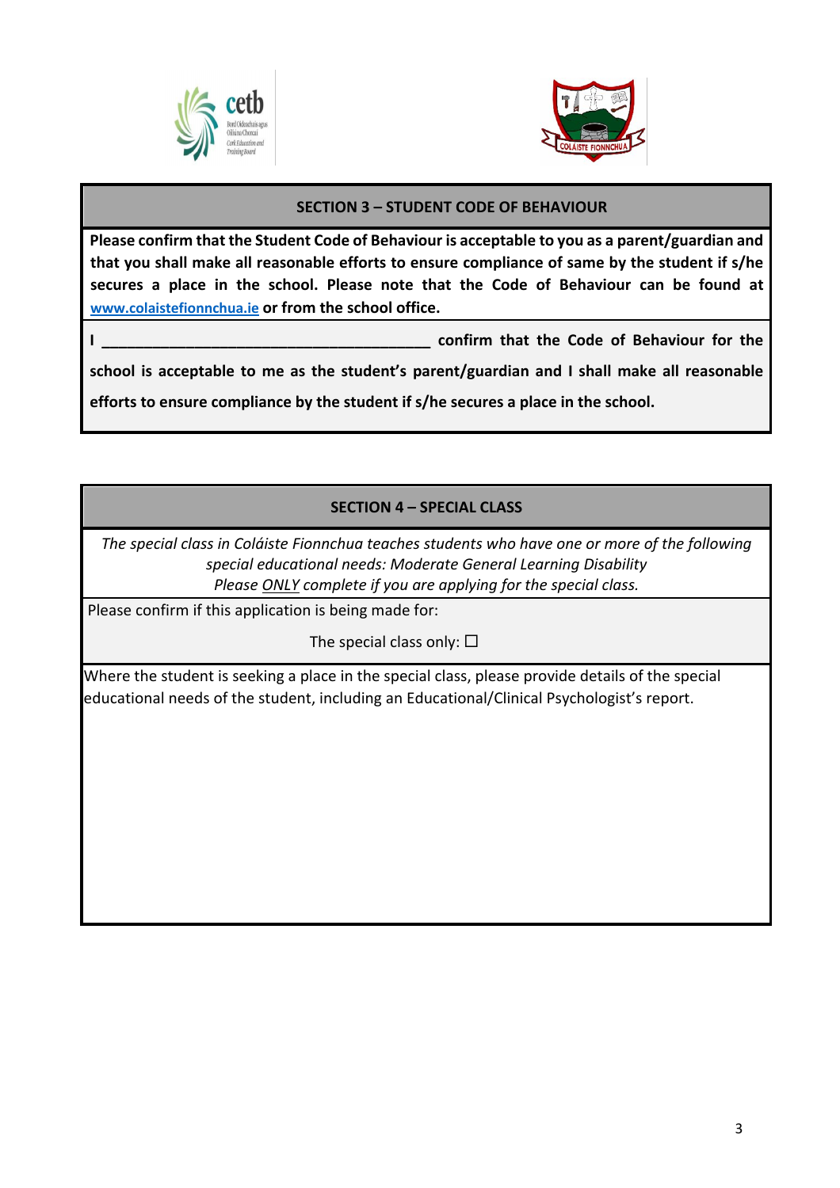## SECTION 3 – STUDENT CODE OF BEHAVIOUR

**Please confirm that the Student Code of Behaviour is acceptable to you as a parent/guardian and that you shall make all reasonable efforts to ensure compliance of same by the student if s/he secures a place in the school. Please note that the Code of Behaviour can be found at [www.colaistefionnchua.ie](http://www.colaistefionnchua.ie) or from the school office.**

**I ________________________________________ confirm that the Code of Behaviour for the school is acceptable to me as the student's parent/guardian and I shall make all reasonable efforts to ensure compliance by the student if s/he secures a place in the school.**

## SECTION 4 – SPECIAL CLASS

*The special class in Coláiste Fionnchua teaches students who have one or more of the following special educational needs: Moderate General Learning Disability*
*Please ONLY complete if you are applying for the special class.*

Please confirm if this application is being made for:

The special class only: ☐

Where the student is seeking a place in the special class, please provide details of the special educational needs of the student, including an Educational/Clinical Psychologist's report.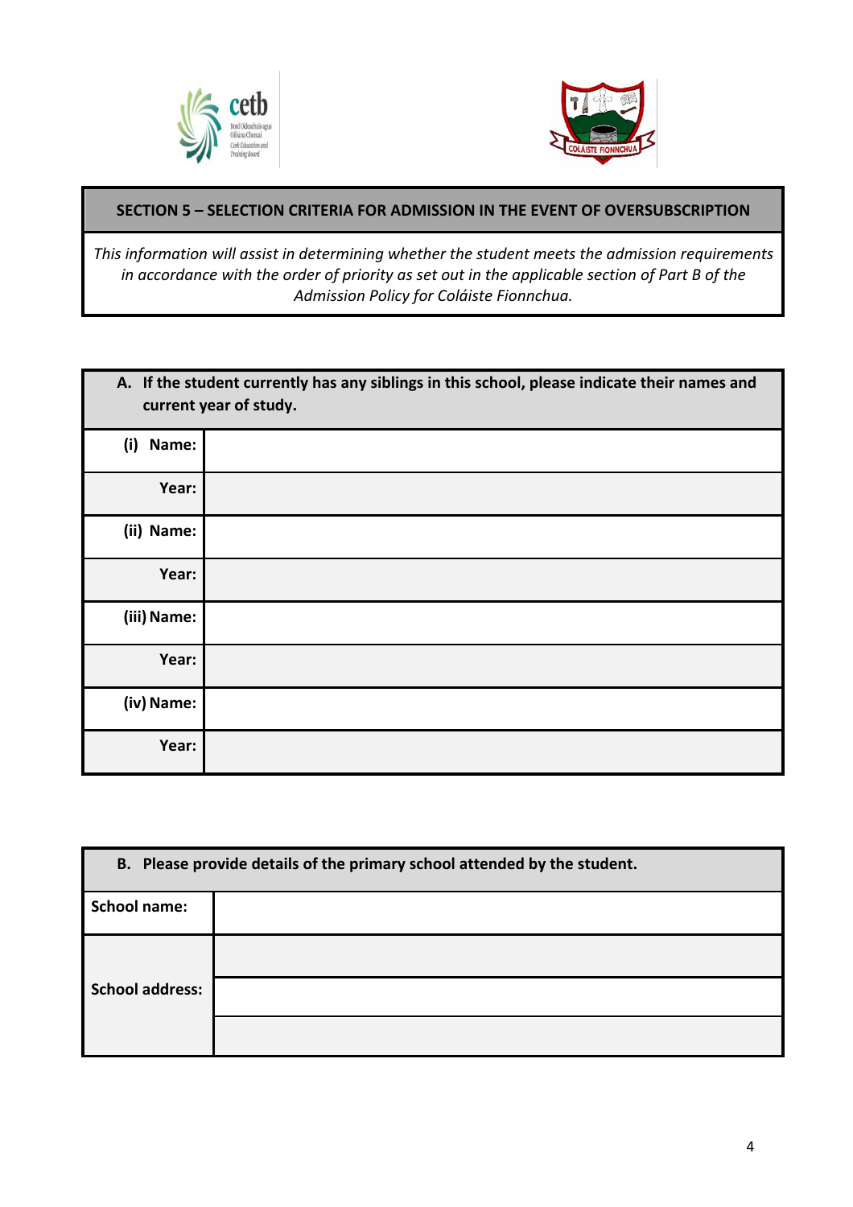## SECTION 5 – SELECTION CRITERIA FOR ADMISSION IN THE EVENT OF OVERSUBSCRIPTION

*This information will assist in determining whether the student meets the admission requirements in accordance with the order of priority as set out in the applicable section of Part B of the Admission Policy for Coláiste Fionnchua.*

| **A. If the student currently has any siblings in this school, please indicate their names and current year of study.** | |
|---|---|
| **(i) Name:** | |
| **Year:** | |
| **(ii) Name:** | |
| **Year:** | |
| **(iii) Name:** | |
| **Year:** | |
| **(iv) Name:** | |
| **Year:** | |

| **B. Please provide details of the primary school attended by the student.** | |
|---|---|
| **School name:** | |
| **School address:** | |
| | |
| | |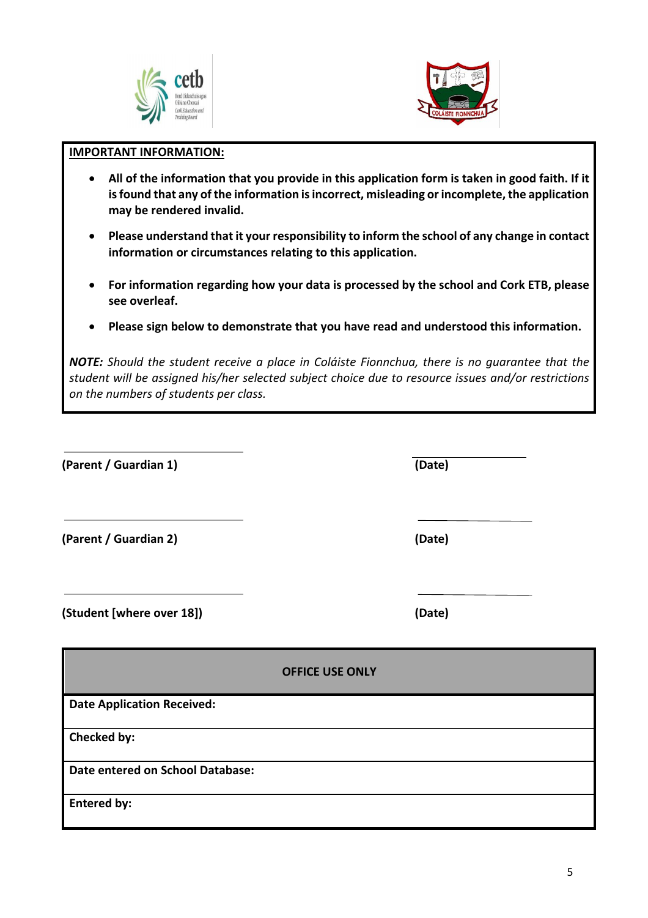**IMPORTANT INFORMATION:**

- **All of the information that you provide in this application form is taken in good faith. If it is found that any of the information is incorrect, misleading or incomplete, the application may be rendered invalid.**
- **Please understand that it your responsibility to inform the school of any change in contact information or circumstances relating to this application.**
- **For information regarding how your data is processed by the school and Cork ETB, please see overleaf.**
- **Please sign below to demonstrate that you have read and understood this information.**

***NOTE:*** *Should the student receive a place in Coláiste Fionnchua, there is no guarantee that the student will be assigned his/her selected subject choice due to resource issues and/or restrictions on the numbers of students per class.*

______________________________ ______________________

**(Parent / Guardian 1)** **(Date)**

______________________________ ______________________

**(Parent / Guardian 2)** **(Date)**

______________________________ ______________________

**(Student [where over 18])** **(Date)**

| OFFICE USE ONLY |
|---|
| **Date Application Received:** |
| **Checked by:** |
| **Date entered on School Database:** |
| **Entered by:** |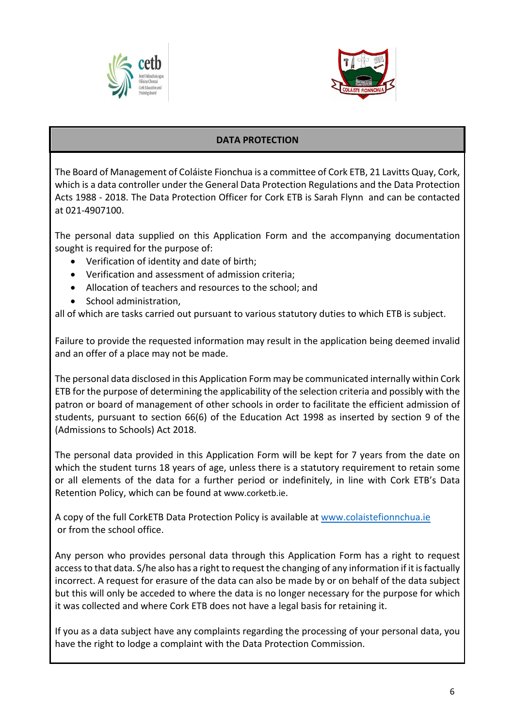## DATA PROTECTION

The Board of Management of Coláiste Fionchua is a committee of Cork ETB, 21 Lavitts Quay, Cork, which is a data controller under the General Data Protection Regulations and the Data Protection Acts 1988 - 2018. The Data Protection Officer for Cork ETB is Sarah Flynn and can be contacted at 021-4907100.

The personal data supplied on this Application Form and the accompanying documentation sought is required for the purpose of:

- Verification of identity and date of birth;
- Verification and assessment of admission criteria;
- Allocation of teachers and resources to the school; and
- School administration,

all of which are tasks carried out pursuant to various statutory duties to which ETB is subject.

Failure to provide the requested information may result in the application being deemed invalid and an offer of a place may not be made.

The personal data disclosed in this Application Form may be communicated internally within Cork ETB for the purpose of determining the applicability of the selection criteria and possibly with the patron or board of management of other schools in order to facilitate the efficient admission of students, pursuant to section 66(6) of the Education Act 1998 as inserted by section 9 of the (Admissions to Schools) Act 2018.

The personal data provided in this Application Form will be kept for 7 years from the date on which the student turns 18 years of age, unless there is a statutory requirement to retain some or all elements of the data for a further period or indefinitely, in line with Cork ETB's Data Retention Policy, which can be found at www.corketb.ie.

A copy of the full CorkETB Data Protection Policy is available at www.colaistefionnchua.ie or from the school office.

Any person who provides personal data through this Application Form has a right to request access to that data. S/he also has a right to request the changing of any information if it is factually incorrect. A request for erasure of the data can also be made by or on behalf of the data subject but this will only be acceded to where the data is no longer necessary for the purpose for which it was collected and where Cork ETB does not have a legal basis for retaining it.

If you as a data subject have any complaints regarding the processing of your personal data, you have the right to lodge a complaint with the Data Protection Commission.